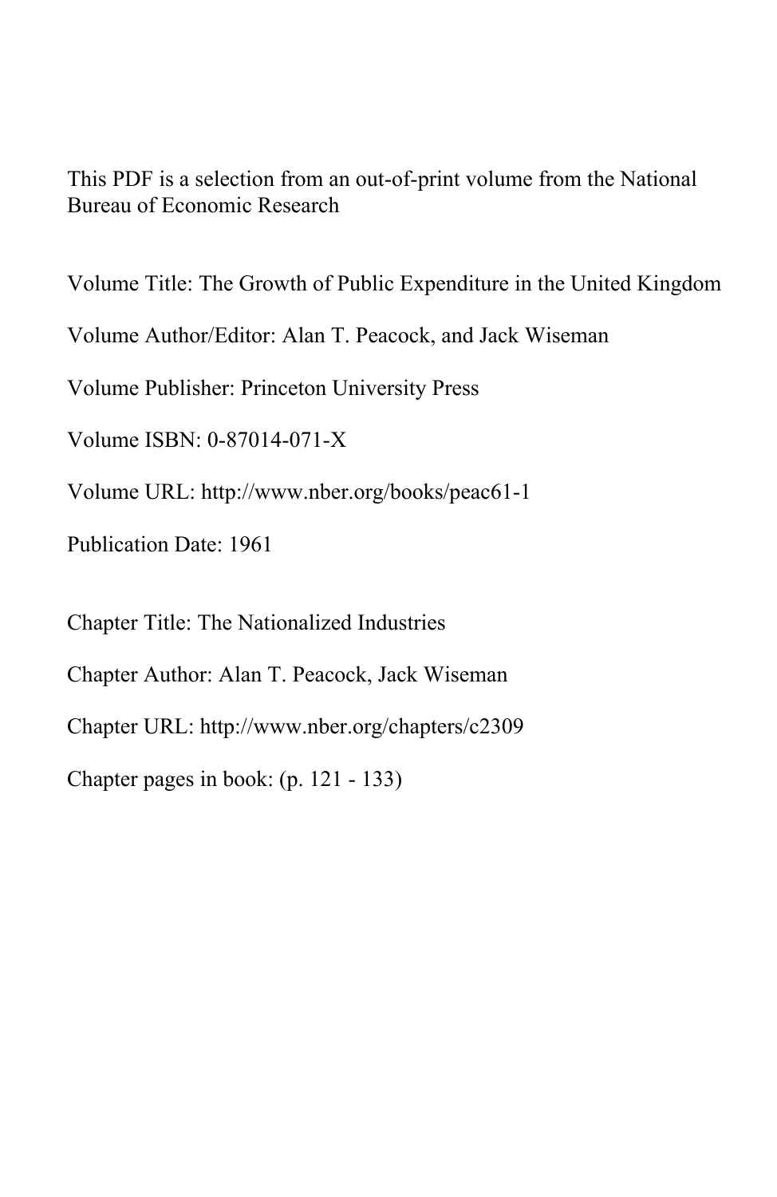This PDF is a selection from an out-of-print volume from the National Bureau of Economic Research

Volume Title: The Growth of Public Expenditure in the United Kingdom

Volume Author/Editor: Alan T. Peacock, and Jack Wiseman

Volume Publisher: Princeton University Press

Volume ISBN: 0-87014-071-X

Volume URL: http://www.nber.org/books/peac61-1

Publication Date: 1961

Chapter Title: The Nationalized Industries

Chapter Author: Alan T. Peacock, Jack Wiseman

Chapter URL: http://www.nber.org/chapters/c2309

Chapter pages in book: (p. 121 - 133)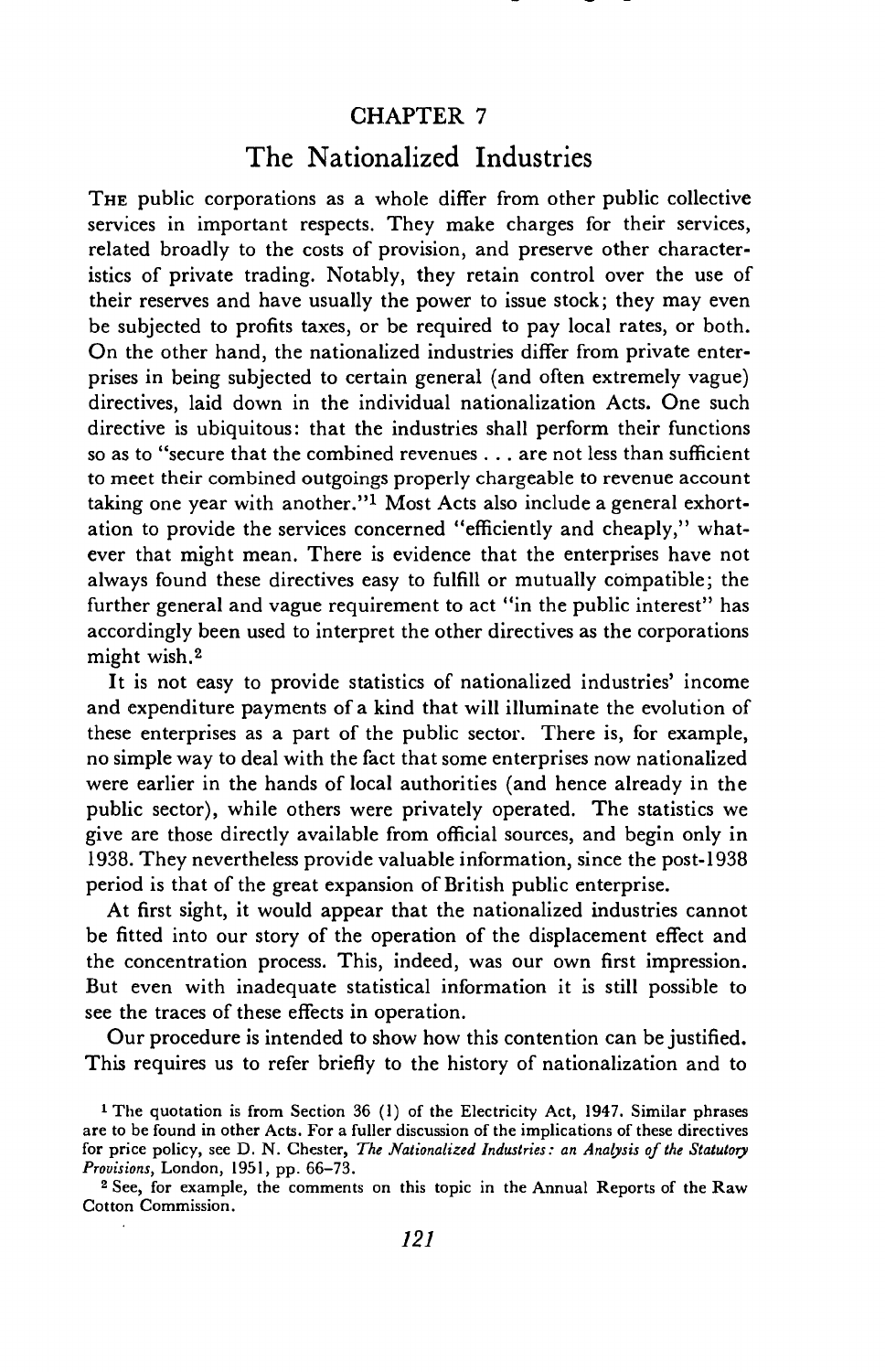# CHAPTER 7

## The Nationalized Industries

THE public corporations as a whole differ from other public collective services in important respects. They make charges for their services, related broadly to the costs of provision, and preserve other characteristics of private trading. Notably, they retain control over the use of their reserves and have usually the power to issue stock; they may even be subjected to profits taxes, or be required to pay local rates, or both. On the other hand, the nationalized industries differ from private enterprises in being subjected to certain general (and often extremely vague) directives, laid down in the individual nationalization Acts. One such directive is ubiquitous: that the industries shall perform their functions so as to "secure that the combined revenues . . . are not less than sufficient to meet their combined outgoings properly chargeable to revenue account taking one year with another."[1] Most Acts also include a general exhortation to provide the services concerned "efficiently and cheaply," whatever that might mean. There is evidence that the enterprises have not always found these directives easy to fulfill or mutually compatible; the further general and vague requirement to act "in the public interest" has accordingly been used to interpret the other directives as the corporations might wish.[2]

It is not easy to provide statistics of nationalized industries' income and expenditure payments of a kind that will illuminate the evolution of these enterprises as a part of the public sector. There is, for example, no simple way to deal with the fact that some enterprises now nationalized were earlier in the hands of local authorities (and hence already in the public sector), while others were privately operated. The statistics we give are those directly available from official sources, and begin only in 1938. They nevertheless provide valuable information, since the post-1938 period is that of the great expansion of British public enterprise.

At first sight, it would appear that the nationalized industries cannot be fitted into our story of the operation of the displacement effect and the concentration process. This, indeed, was our own first impression. But even with inadequate statistical information it is still possible to see the traces of these effects in operation.

Our procedure is intended to show how this contention can be justified. This requires us to refer briefly to the history of nationalization and to

[1] The quotation is from Section 36 (1) of the Electricity Act, 1947. Similar phrases are to be found in other Acts. For a fuller discussion of the implications of these directives for price policy, see D. N. Chester, *The Nationalized Industries: an Analysis of the Statutory Provisions*, London, 1951, pp. 66–73.

[2] See, for example, the comments on this topic in the Annual Reports of the Raw Cotton Commission.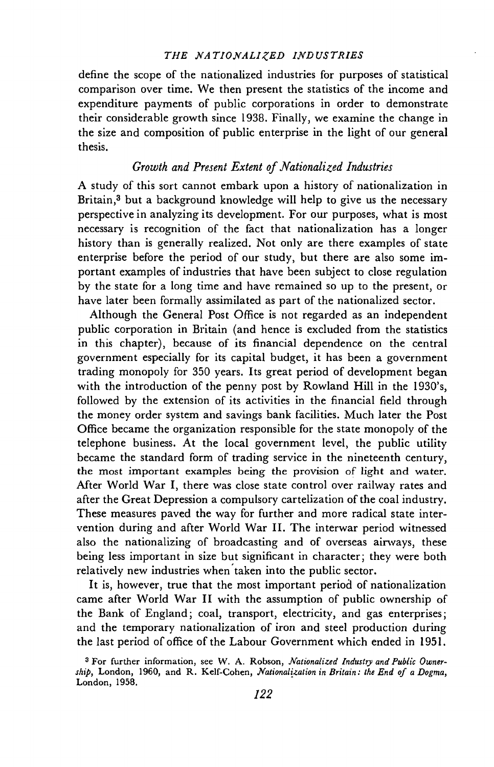define the scope of the nationalized industries for purposes of statistical comparison over time. We then present the statistics of the income and expenditure payments of public corporations in order to demonstrate their considerable growth since 1938. Finally, we examine the change in the size and composition of public enterprise in the light of our general thesis.

### *Growth and Present Extent of Nationalized Industries*

A study of this sort cannot embark upon a history of nationalization in Britain,[3] but a background knowledge will help to give us the necessary perspective in analyzing its development. For our purposes, what is most necessary is recognition of the fact that nationalization has a longer history than is generally realized. Not only are there examples of state enterprise before the period of our study, but there are also some important examples of industries that have been subject to close regulation by the state for a long time and have remained so up to the present, or have later been formally assimilated as part of the nationalized sector.

Although the General Post Office is not regarded as an independent public corporation in Britain (and hence is excluded from the statistics in this chapter), because of its financial dependence on the central government especially for its capital budget, it has been a government trading monopoly for 350 years. Its great period of development began with the introduction of the penny post by Rowland Hill in the 1930's, followed by the extension of its activities in the financial field through the money order system and savings bank facilities. Much later the Post Office became the organization responsible for the state monopoly of the telephone business. At the local government level, the public utility became the standard form of trading service in the nineteenth century, the most important examples being the provision of light and water. After World War I, there was close state control over railway rates and after the Great Depression a compulsory cartelization of the coal industry. These measures paved the way for further and more radical state intervention during and after World War II. The interwar period witnessed also the nationalizing of broadcasting and of overseas airways, these being less important in size but significant in character; they were both relatively new industries when taken into the public sector.

It is, however, true that the most important period of nationalization came after World War II with the assumption of public ownership of the Bank of England; coal, transport, electricity, and gas enterprises; and the temporary nationalization of iron and steel production during the last period of office of the Labour Government which ended in 1951.

[3] For further information, see W. A. Robson, *Nationalized Industry and Public Ownership*, London, 1960, and R. Kelf-Cohen, *Nationalization in Britain: the End of a Dogma*, London, 1958.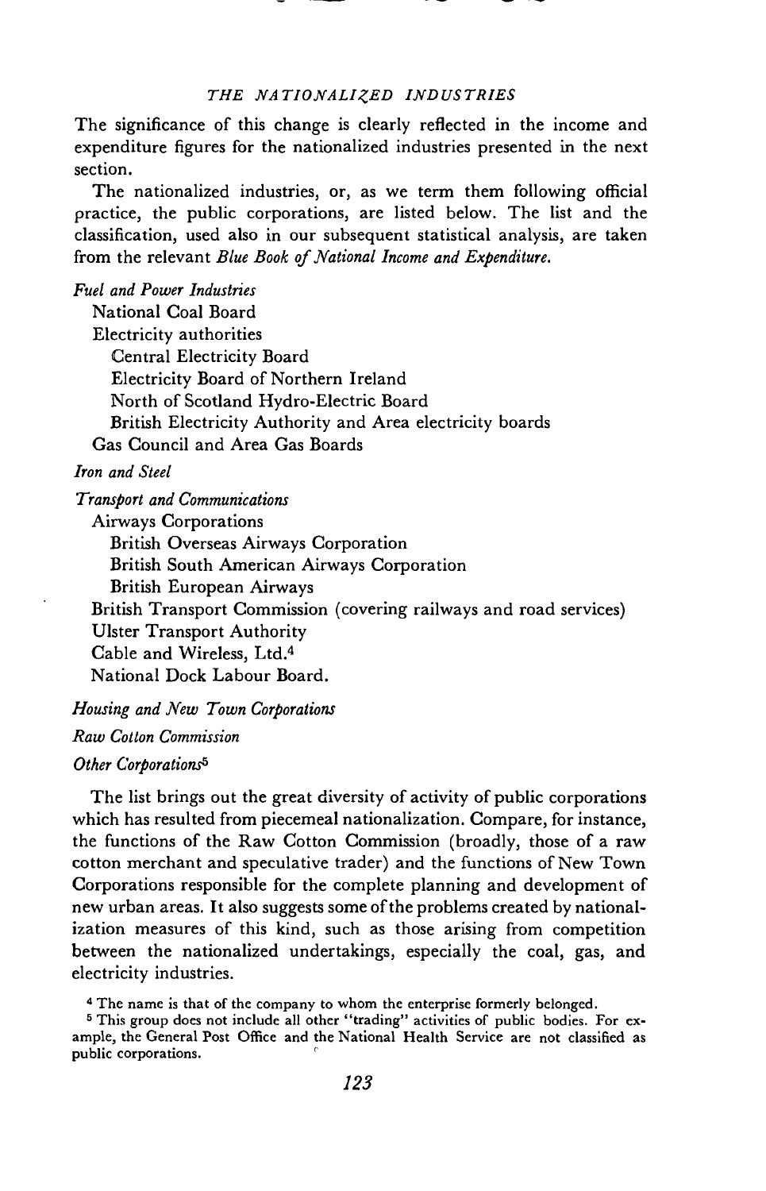The significance of this change is clearly reflected in the income and expenditure figures for the nationalized industries presented in the next section.

The nationalized industries, or, as we term them following official practice, the public corporations, are listed below. The list and the classification, used also in our subsequent statistical analysis, are taken from the relevant *Blue Book of National Income and Expenditure.*

*Fuel and Power Industries*

- National Coal Board
- Electricity authorities
  - Central Electricity Board
  - Electricity Board of Northern Ireland
  - North of Scotland Hydro-Electric Board
  - British Electricity Authority and Area electricity boards
- Gas Council and Area Gas Boards

*Iron and Steel*

*Transport and Communications*

- Airways Corporations
  - British Overseas Airways Corporation
  - British South American Airways Corporation
  - British European Airways
- British Transport Commission (covering railways and road services)
- Ulster Transport Authority
- Cable and Wireless, Ltd.[4]
- National Dock Labour Board.

*Housing and New Town Corporations*

*Raw Cotton Commission*

*Other Corporations*[5]

The list brings out the great diversity of activity of public corporations which has resulted from piecemeal nationalization. Compare, for instance, the functions of the Raw Cotton Commission (broadly, those of a raw cotton merchant and speculative trader) and the functions of New Town Corporations responsible for the complete planning and development of new urban areas. It also suggests some of the problems created by nationalization measures of this kind, such as those arising from competition between the nationalized undertakings, especially the coal, gas, and electricity industries.

[4] The name is that of the company to whom the enterprise formerly belonged.

[5] This group does not include all other "trading" activities of public bodies. For example, the General Post Office and the National Health Service are not classified as public corporations.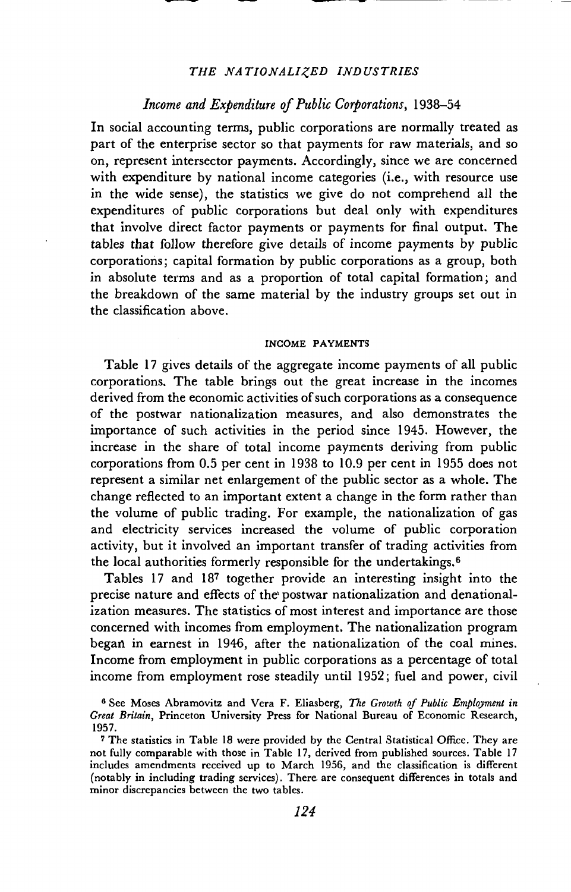## Income and Expenditure of Public Corporations, 1938–54

In social accounting terms, public corporations are normally treated as part of the enterprise sector so that payments for raw materials, and so on, represent intersector payments. Accordingly, since we are concerned with expenditure by national income categories (i.e., with resource use in the wide sense), the statistics we give do not comprehend all the expenditures of public corporations but deal only with expenditures that involve direct factor payments or payments for final output. The tables that follow therefore give details of income payments by public corporations; capital formation by public corporations as a group, both in absolute terms and as a proportion of total capital formation; and the breakdown of the same material by the industry groups set out in the classification above.

### INCOME PAYMENTS

Table 17 gives details of the aggregate income payments of all public corporations. The table brings out the great increase in the incomes derived from the economic activities of such corporations as a consequence of the postwar nationalization measures, and also demonstrates the importance of such activities in the period since 1945. However, the increase in the share of total income payments deriving from public corporations from 0.5 per cent in 1938 to 10.9 per cent in 1955 does not represent a similar net enlargement of the public sector as a whole. The change reflected to an important extent a change in the form rather than the volume of public trading. For example, the nationalization of gas and electricity services increased the volume of public corporation activity, but it involved an important transfer of trading activities from the local authorities formerly responsible for the undertakings.[6]

Tables 17 and 18[7] together provide an interesting insight into the precise nature and effects of the postwar nationalization and denationalization measures. The statistics of most interest and importance are those concerned with incomes from employment. The nationalization program began in earnest in 1946, after the nationalization of the coal mines. Income from employment in public corporations as a percentage of total income from employment rose steadily until 1952; fuel and power, civil

[6] See Moses Abramovitz and Vera F. Eliasberg, *The Growth of Public Employment in Great Britain*, Princeton University Press for National Bureau of Economic Research, 1957.

[7] The statistics in Table 18 were provided by the Central Statistical Office. They are not fully comparable with those in Table 17, derived from published sources. Table 17 includes amendments received up to March 1956, and the classification is different (notably in including trading services). There are consequent differences in totals and minor discrepancies between the two tables.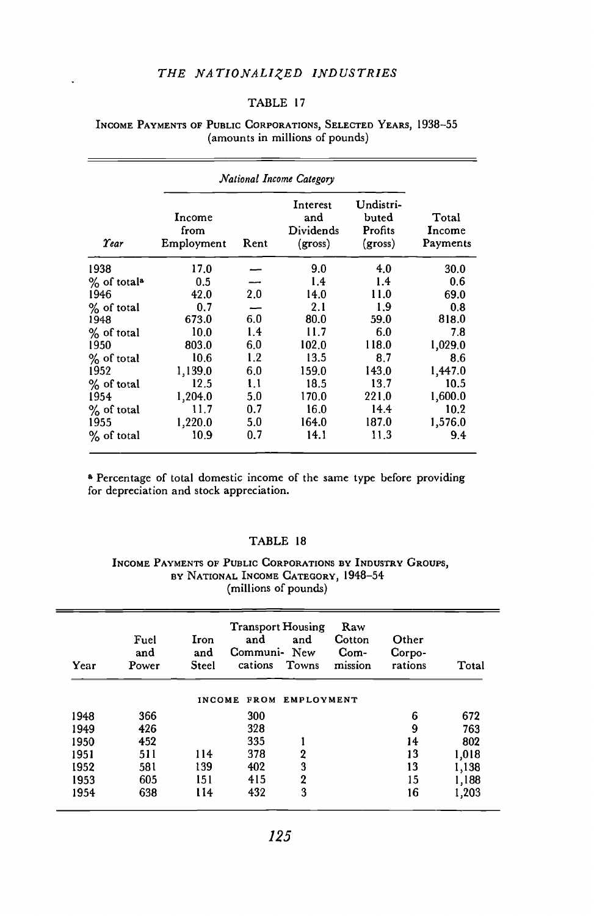TABLE 17

INCOME PAYMENTS OF PUBLIC CORPORATIONS, SELECTED YEARS, 1938–55
(amounts in millions of pounds)

| | National Income Category | | | | |
|---|---|---|---|---|---|
| Year | Income from Employment | Rent | Interest and Dividends (gross) | Undistributed Profits (gross) | Total Income Payments |
| 1938 | 17.0 | — | 9.0 | 4.0 | 30.0 |
| % of total[a] | 0.5 | — | 1.4 | 1.4 | 0.6 |
| 1946 | 42.0 | 2.0 | 14.0 | 11.0 | 69.0 |
| % of total | 0.7 | — | 2.1 | 1.9 | 0.8 |
| 1948 | 673.0 | 6.0 | 80.0 | 59.0 | 818.0 |
| % of total | 10.0 | 1.4 | 11.7 | 6.0 | 7.8 |
| 1950 | 803.0 | 6.0 | 102.0 | 118.0 | 1,029.0 |
| % of total | 10.6 | 1.2 | 13.5 | 8.7 | 8.6 |
| 1952 | 1,139.0 | 6.0 | 159.0 | 143.0 | 1,447.0 |
| % of total | 12.5 | 1.1 | 18.5 | 13.7 | 10.5 |
| 1954 | 1,204.0 | 5.0 | 170.0 | 221.0 | 1,600.0 |
| % of total | 11.7 | 0.7 | 16.0 | 14.4 | 10.2 |
| 1955 | 1,220.0 | 5.0 | 164.0 | 187.0 | 1,576.0 |
| % of total | 10.9 | 0.7 | 14.1 | 11.3 | 9.4 |

[a] Percentage of total domestic income of the same type before providing for depreciation and stock appreciation.

TABLE 18

INCOME PAYMENTS OF PUBLIC CORPORATIONS BY INDUSTRY GROUPS, BY NATIONAL INCOME CATEGORY, 1948–54
(millions of pounds)

| Year | Fuel and Power | Iron and Steel | Transport and Communications | Housing and New Towns | Raw Cotton Commission | Other Corporations | Total |
|---|---|---|---|---|---|---|---|
| | | | INCOME FROM EMPLOYMENT | | | | |
| 1948 | 366 | | 300 | | | 6 | 672 |
| 1949 | 426 | | 328 | | | 9 | 763 |
| 1950 | 452 | | 335 | 1 | | 14 | 802 |
| 1951 | 511 | 114 | 378 | 2 | | 13 | 1,018 |
| 1952 | 581 | 139 | 402 | 3 | | 13 | 1,138 |
| 1953 | 605 | 151 | 415 | 2 | | 15 | 1,188 |
| 1954 | 638 | 114 | 432 | 3 | | 16 | 1,203 |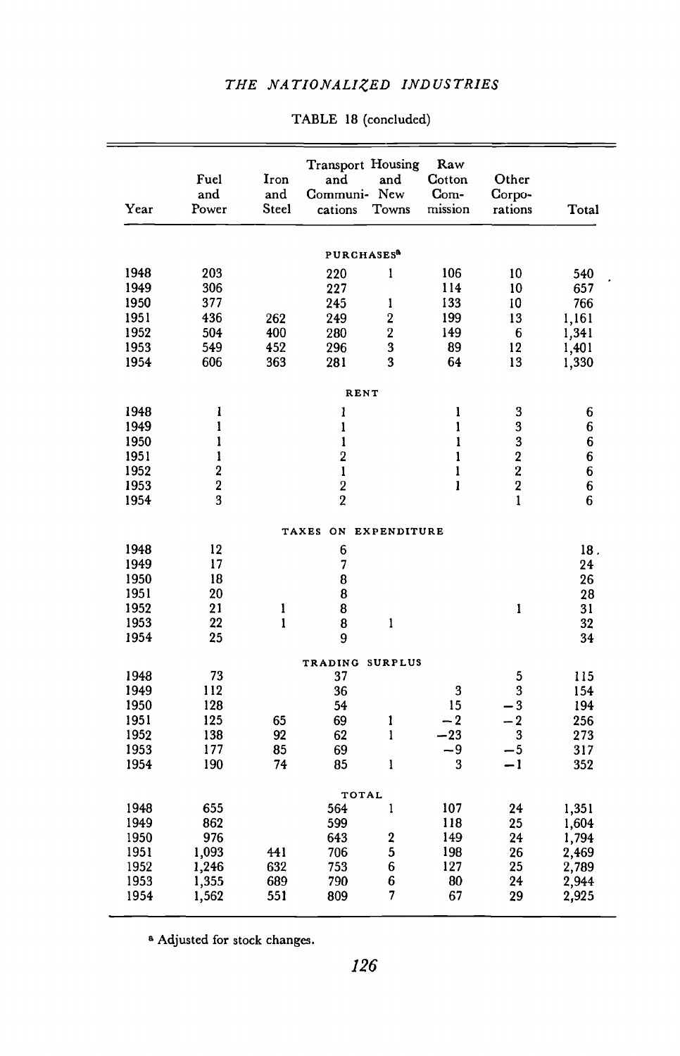TABLE 18 (concluded)

| Year | Fuel and Power | Iron and Steel | Transport and Communi- cations | Housing and New Towns | Raw Cotton Com- mission | Other Corpo- rations | Total |
|---|---|---|---|---|---|---|---|
| | | | PURCHASES[a] | | | | |
| 1948 | 203 | | 220 | 1 | 106 | 10 | 540 |
| 1949 | 306 | | 227 | | 114 | 10 | 657 |
| 1950 | 377 | | 245 | 1 | 133 | 10 | 766 |
| 1951 | 436 | 262 | 249 | 2 | 199 | 13 | 1,161 |
| 1952 | 504 | 400 | 280 | 2 | 149 | 6 | 1,341 |
| 1953 | 549 | 452 | 296 | 3 | 89 | 12 | 1,401 |
| 1954 | 606 | 363 | 281 | 3 | 64 | 13 | 1,330 |
| | | | RENT | | | | |
| 1948 | 1 | | 1 | | 1 | 3 | 6 |
| 1949 | 1 | | 1 | | 1 | 3 | 6 |
| 1950 | 1 | | 1 | | 1 | 3 | 6 |
| 1951 | 1 | | 2 | | 1 | 2 | 6 |
| 1952 | 2 | | 1 | | 1 | 2 | 6 |
| 1953 | 2 | | 2 | | 1 | 2 | 6 |
| 1954 | 3 | | 2 | | | 1 | 6 |
| | | | TAXES ON EXPENDITURE | | | | |
| 1948 | 12 | | 6 | | | | 18. |
| 1949 | 17 | | 7 | | | | 24 |
| 1950 | 18 | | 8 | | | | 26 |
| 1951 | 20 | | 8 | | | | 28 |
| 1952 | 21 | 1 | 8 | | | 1 | 31 |
| 1953 | 22 | 1 | 8 | 1 | | | 32 |
| 1954 | 25 | | 9 | | | | 34 |
| | | | TRADING SURPLUS | | | | |
| 1948 | 73 | | 37 | | | 5 | 115 |
| 1949 | 112 | | 36 | | 3 | 3 | 154 |
| 1950 | 128 | | 54 | | 15 | −3 | 194 |
| 1951 | 125 | 65 | 69 | 1 | −2 | −2 | 256 |
| 1952 | 138 | 92 | 62 | 1 | −23 | 3 | 273 |
| 1953 | 177 | 85 | 69 | | −9 | −5 | 317 |
| 1954 | 190 | 74 | 85 | 1 | 3 | −1 | 352 |
| | | | TOTAL | | | | |
| 1948 | 655 | | 564 | 1 | 107 | 24 | 1,351 |
| 1949 | 862 | | 599 | | 118 | 25 | 1,604 |
| 1950 | 976 | | 643 | 2 | 149 | 24 | 1,794 |
| 1951 | 1,093 | 441 | 706 | 5 | 198 | 26 | 2,469 |
| 1952 | 1,246 | 632 | 753 | 6 | 127 | 25 | 2,789 |
| 1953 | 1,355 | 689 | 790 | 6 | 80 | 24 | 2,944 |
| 1954 | 1,562 | 551 | 809 | 7 | 67 | 29 | 2,925 |

[a] Adjusted for stock changes.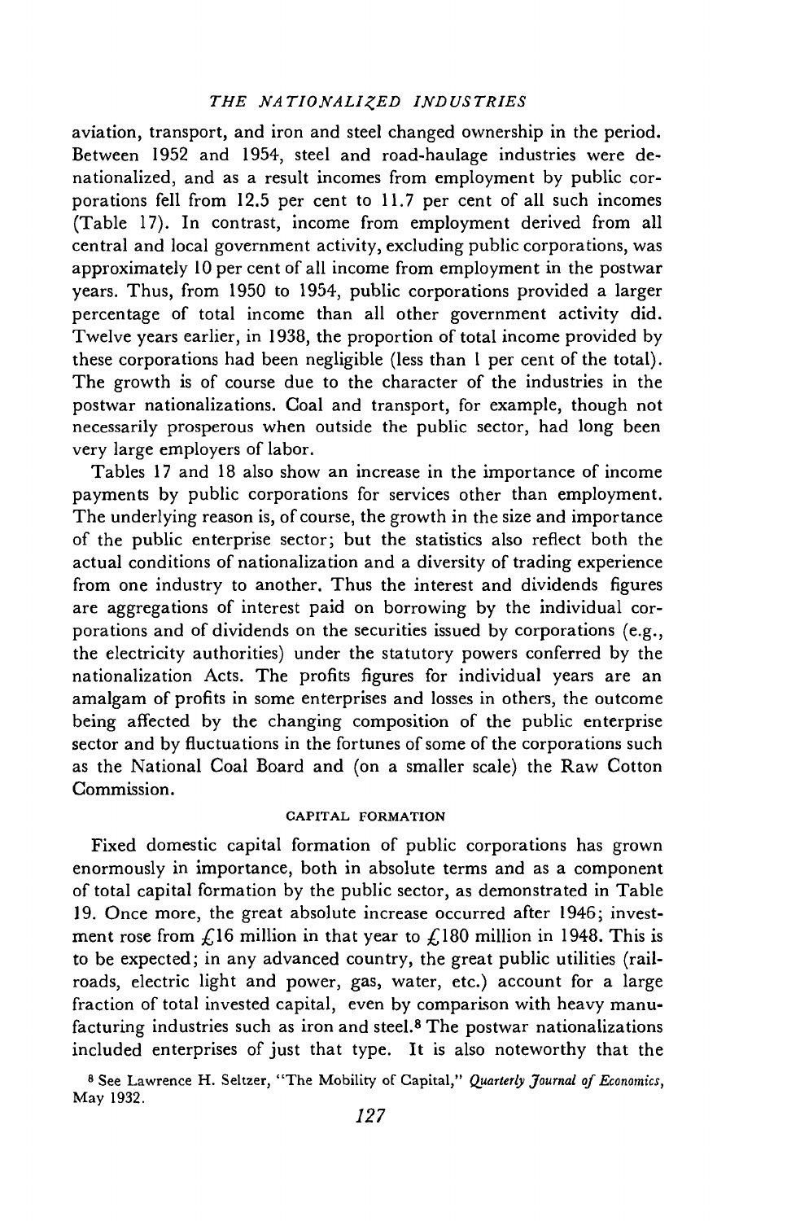aviation, transport, and iron and steel changed ownership in the period. Between 1952 and 1954, steel and road-haulage industries were denationalized, and as a result incomes from employment by public corporations fell from 12.5 per cent to 11.7 per cent of all such incomes (Table 17). In contrast, income from employment derived from all central and local government activity, excluding public corporations, was approximately 10 per cent of all income from employment in the postwar years. Thus, from 1950 to 1954, public corporations provided a larger percentage of total income than all other government activity did. Twelve years earlier, in 1938, the proportion of total income provided by these corporations had been negligible (less than 1 per cent of the total). The growth is of course due to the character of the industries in the postwar nationalizations. Coal and transport, for example, though not necessarily prosperous when outside the public sector, had long been very large employers of labor.

Tables 17 and 18 also show an increase in the importance of income payments by public corporations for services other than employment. The underlying reason is, of course, the growth in the size and importance of the public enterprise sector; but the statistics also reflect both the actual conditions of nationalization and a diversity of trading experience from one industry to another. Thus the interest and dividends figures are aggregations of interest paid on borrowing by the individual corporations and of dividends on the securities issued by corporations (e.g., the electricity authorities) under the statutory powers conferred by the nationalization Acts. The profits figures for individual years are an amalgam of profits in some enterprises and losses in others, the outcome being affected by the changing composition of the public enterprise sector and by fluctuations in the fortunes of some of the corporations such as the National Coal Board and (on a smaller scale) the Raw Cotton Commission.

### CAPITAL FORMATION

Fixed domestic capital formation of public corporations has grown enormously in importance, both in absolute terms and as a component of total capital formation by the public sector, as demonstrated in Table 19. Once more, the great absolute increase occurred after 1946; investment rose from £16 million in that year to £180 million in 1948. This is to be expected; in any advanced country, the great public utilities (railroads, electric light and power, gas, water, etc.) account for a large fraction of total invested capital, even by comparison with heavy manufacturing industries such as iron and steel.[8] The postwar nationalizations included enterprises of just that type. It is also noteworthy that the

[8] See Lawrence H. Seltzer, "The Mobility of Capital," *Quarterly Journal of Economics*, May 1932.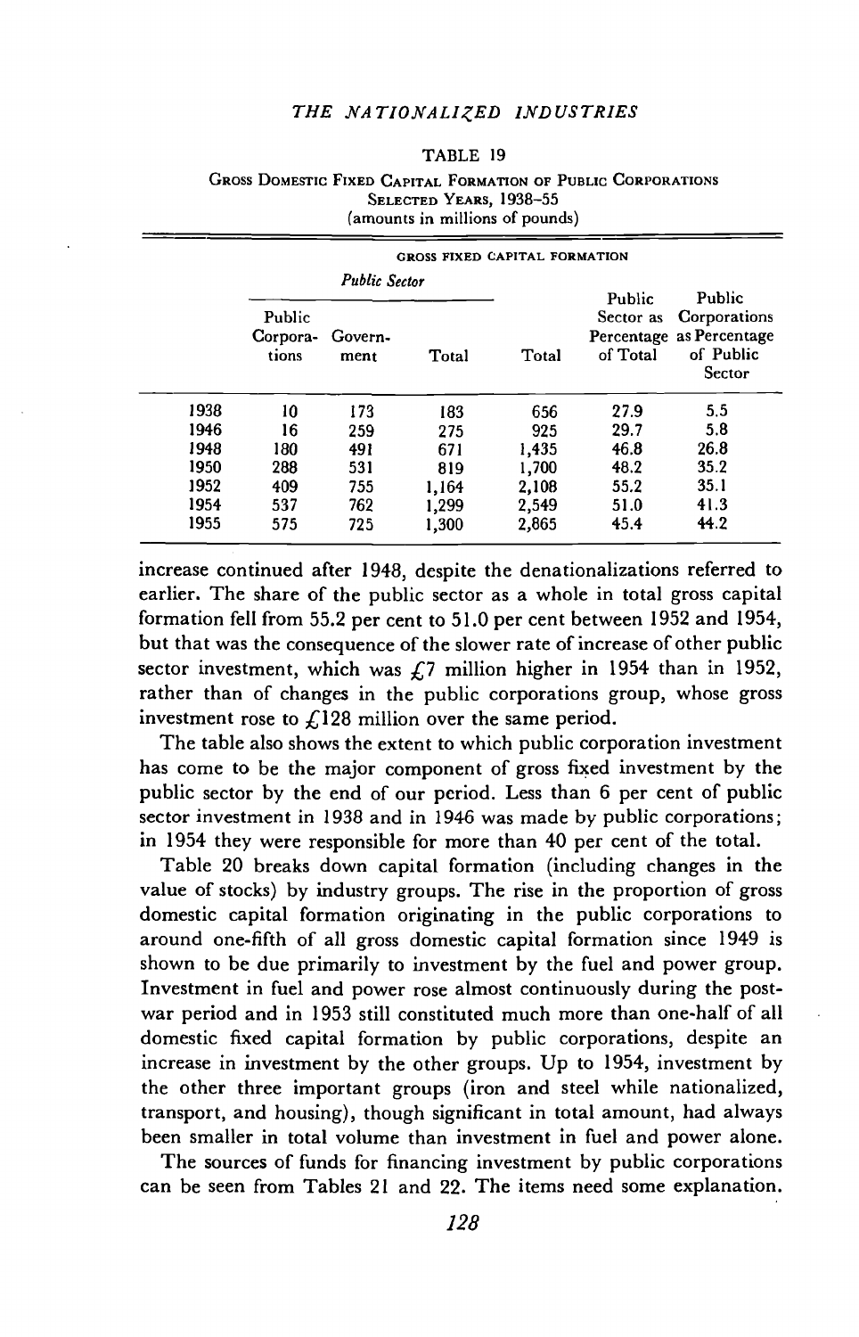TABLE 19

Gross Domestic Fixed Capital Formation of Public Corporations Selected Years, 1938–55 (amounts in millions of pounds)

| | Gross Fixed Capital Formation | | | | | |
|---|---|---|---|---|---|---|
| | *Public Sector* | | | | | |
| | Public Corporations | Government | Total | Total | Public Sector as Percentage of Total | Public Corporations as Percentage of Public Sector |
| 1938 | 10 | 173 | 183 | 656 | 27.9 | 5.5 |
| 1946 | 16 | 259 | 275 | 925 | 29.7 | 5.8 |
| 1948 | 180 | 491 | 671 | 1,435 | 46.8 | 26.8 |
| 1950 | 288 | 531 | 819 | 1,700 | 48.2 | 35.2 |
| 1952 | 409 | 755 | 1,164 | 2,108 | 55.2 | 35.1 |
| 1954 | 537 | 762 | 1,299 | 2,549 | 51.0 | 41.3 |
| 1955 | 575 | 725 | 1,300 | 2,865 | 45.4 | 44.2 |

increase continued after 1948, despite the denationalizations referred to earlier. The share of the public sector as a whole in total gross capital formation fell from 55.2 per cent to 51.0 per cent between 1952 and 1954, but that was the consequence of the slower rate of increase of other public sector investment, which was £7 million higher in 1954 than in 1952, rather than of changes in the public corporations group, whose gross investment rose to £128 million over the same period.

The table also shows the extent to which public corporation investment has come to be the major component of gross fixed investment by the public sector by the end of our period. Less than 6 per cent of public sector investment in 1938 and in 1946 was made by public corporations; in 1954 they were responsible for more than 40 per cent of the total.

Table 20 breaks down capital formation (including changes in the value of stocks) by industry groups. The rise in the proportion of gross domestic capital formation originating in the public corporations to around one-fifth of all gross domestic capital formation since 1949 is shown to be due primarily to investment by the fuel and power group. Investment in fuel and power rose almost continuously during the post-war period and in 1953 still constituted much more than one-half of all domestic fixed capital formation by public corporations, despite an increase in investment by the other groups. Up to 1954, investment by the other three important groups (iron and steel while nationalized, transport, and housing), though significant in total amount, had always been smaller in total volume than investment in fuel and power alone.

The sources of funds for financing investment by public corporations can be seen from Tables 21 and 22. The items need some explanation.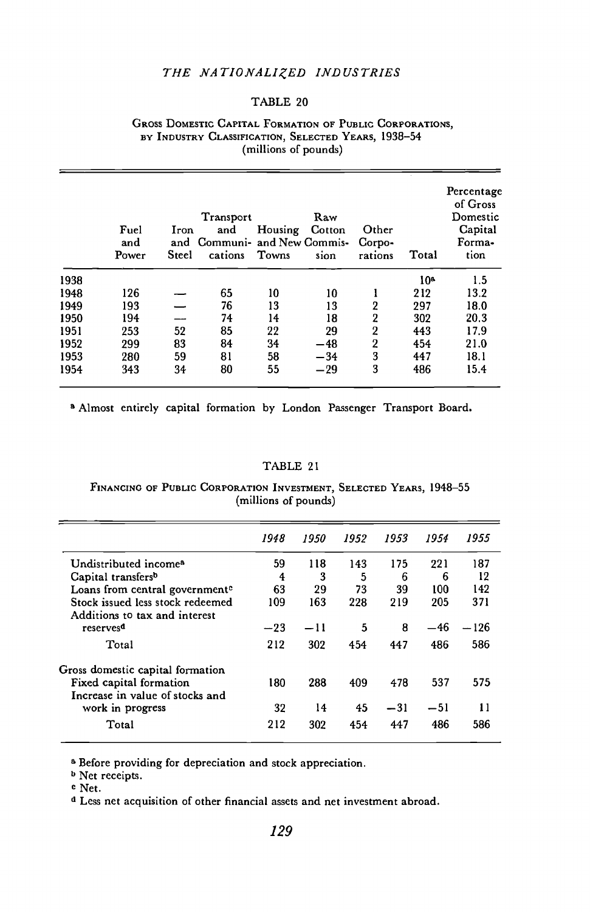## TABLE 20

Gross Domestic Capital Formation of Public Corporations, by Industry Classification, Selected Years, 1938–54 (millions of pounds)

| | Fuel and Power | Iron and Steel | Transport and Communi-cations | Housing and New Towns | Raw Cotton Commis-sion | Other Corpo-rations | Total | Percentage of Gross Domestic Capital Forma-tion |
|---|---|---|---|---|---|---|---|---|
| 1938 | | | | | | | 10[a] | 1.5 |
| 1948 | 126 | — | 65 | 10 | 10 | 1 | 212 | 13.2 |
| 1949 | 193 | — | 76 | 13 | 13 | 2 | 297 | 18.0 |
| 1950 | 194 | — | 74 | 14 | 18 | 2 | 302 | 20.3 |
| 1951 | 253 | 52 | 85 | 22 | 29 | 2 | 443 | 17.9 |
| 1952 | 299 | 83 | 84 | 34 | −48 | 2 | 454 | 21.0 |
| 1953 | 280 | 59 | 81 | 58 | −34 | 3 | 447 | 18.1 |
| 1954 | 343 | 34 | 80 | 55 | −29 | 3 | 486 | 15.4 |

[a] Almost entirely capital formation by London Passenger Transport Board.

## TABLE 21

Financing of Public Corporation Investment, Selected Years, 1948–55 (millions of pounds)

| | *1948* | *1950* | *1952* | *1953* | *1954* | *1955* |
|---|---|---|---|---|---|---|
| Undistributed income[a] | 59 | 118 | 143 | 175 | 221 | 187 |
| Capital transfers[b] | 4 | 3 | 5 | 6 | 6 | 12 |
| Loans from central government[c] | 63 | 29 | 73 | 39 | 100 | 142 |
| Stock issued less stock redeemed | 109 | 163 | 228 | 219 | 205 | 371 |
| Additions to tax and interest reserves[d] | −23 | −11 | 5 | 8 | −46 | −126 |
| Total | 212 | 302 | 454 | 447 | 486 | 586 |
| Gross domestic capital formation | | | | | | |
| Fixed capital formation | 180 | 288 | 409 | 478 | 537 | 575 |
| Increase in value of stocks and work in progress | 32 | 14 | 45 | −31 | −51 | 11 |
| Total | 212 | 302 | 454 | 447 | 486 | 586 |

[a] Before providing for depreciation and stock appreciation.

[b] Net receipts.

[c] Net.

[d] Less net acquisition of other financial assets and net investment abroad.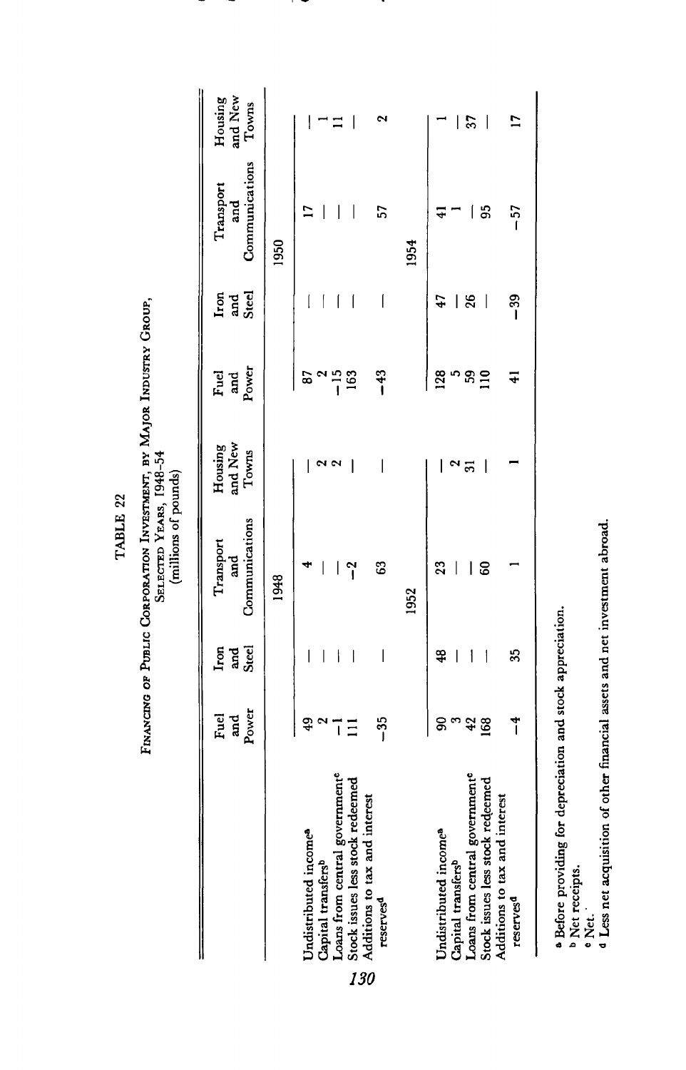TABLE 22

FINANCING OF PUBLIC CORPORATION INVESTMENT, BY MAJOR INDUSTRY GROUP, SELECTED YEARS, 1948–54
(millions of pounds)

| | Fuel and Power | Iron and Steel | Transport and Communications | Housing and New Towns | Fuel and Power | Iron and Steel | Transport and Communications | Housing and New Towns |
|---|---|---|---|---|---|---|---|---|
| | | | 1948 | | | | 1950 | |
| Undistributed income[a] | 49 | — | 4 | — | 87 | — | 17 | — |
| Capital transfers[b] | 2 | — | — | 2 | 2 | — | — | 1 |
| Loans from central government[c] | −1 | — | — | 2 | −15 | — | — | 11 |
| Stock issues less stock redeemed | 111 | — | −2 | — | 163 | — | — | — |
| Additions to tax and interest reserves[d] | −35 | — | 63 | — | −43 | — | 57 | 2 |
| | | | 1952 | | | | 1954 | |
| Undistributed income[a] | 90 | 48 | 23 | — | 128 | 47 | 41 | 1 |
| Capital transfers[b] | 3 | — | — | 2 | 5 | — | 1 | — |
| Loans from central government[c] | 42 | — | — | 31 | 59 | 26 | — | 37 |
| Stock issues less stock redeemed | 168 | — | 60 | — | 110 | — | 95 | — |
| Additions to tax and interest reserves[d] | −4 | 35 | 1 | 1 | 41 | −39 | −57 | 17 |

[a] Before providing for depreciation and stock appreciation.
[b] Net receipts.
[c] Net.
[d] Less net acquisition of other financial assets and net investment abroad.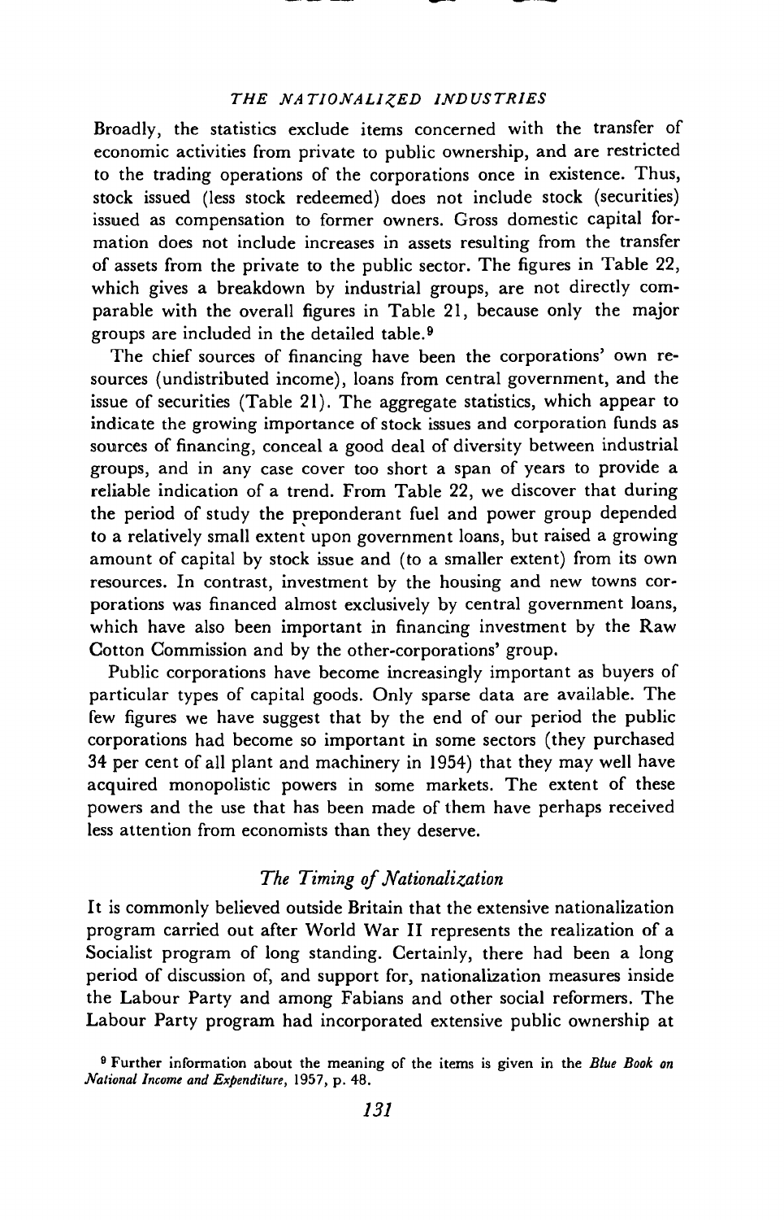Broadly, the statistics exclude items concerned with the transfer of economic activities from private to public ownership, and are restricted to the trading operations of the corporations once in existence. Thus, stock issued (less stock redeemed) does not include stock (securities) issued as compensation to former owners. Gross domestic capital formation does not include increases in assets resulting from the transfer of assets from the private to the public sector. The figures in Table 22, which gives a breakdown by industrial groups, are not directly comparable with the overall figures in Table 21, because only the major groups are included in the detailed table.[9]

The chief sources of financing have been the corporations' own resources (undistributed income), loans from central government, and the issue of securities (Table 21). The aggregate statistics, which appear to indicate the growing importance of stock issues and corporation funds as sources of financing, conceal a good deal of diversity between industrial groups, and in any case cover too short a span of years to provide a reliable indication of a trend. From Table 22, we discover that during the period of study the preponderant fuel and power group depended to a relatively small extent upon government loans, but raised a growing amount of capital by stock issue and (to a smaller extent) from its own resources. In contrast, investment by the housing and new towns corporations was financed almost exclusively by central government loans, which have also been important in financing investment by the Raw Cotton Commission and by the other-corporations' group.

Public corporations have become increasingly important as buyers of particular types of capital goods. Only sparse data are available. The few figures we have suggest that by the end of our period the public corporations had become so important in some sectors (they purchased 34 per cent of all plant and machinery in 1954) that they may well have acquired monopolistic powers in some markets. The extent of these powers and the use that has been made of them have perhaps received less attention from economists than they deserve.

## *The Timing of Nationalization*

It is commonly believed outside Britain that the extensive nationalization program carried out after World War II represents the realization of a Socialist program of long standing. Certainly, there had been a long period of discussion of, and support for, nationalization measures inside the Labour Party and among Fabians and other social reformers. The Labour Party program had incorporated extensive public ownership at

[9] Further information about the meaning of the items is given in the *Blue Book on National Income and Expenditure*, 1957, p. 48.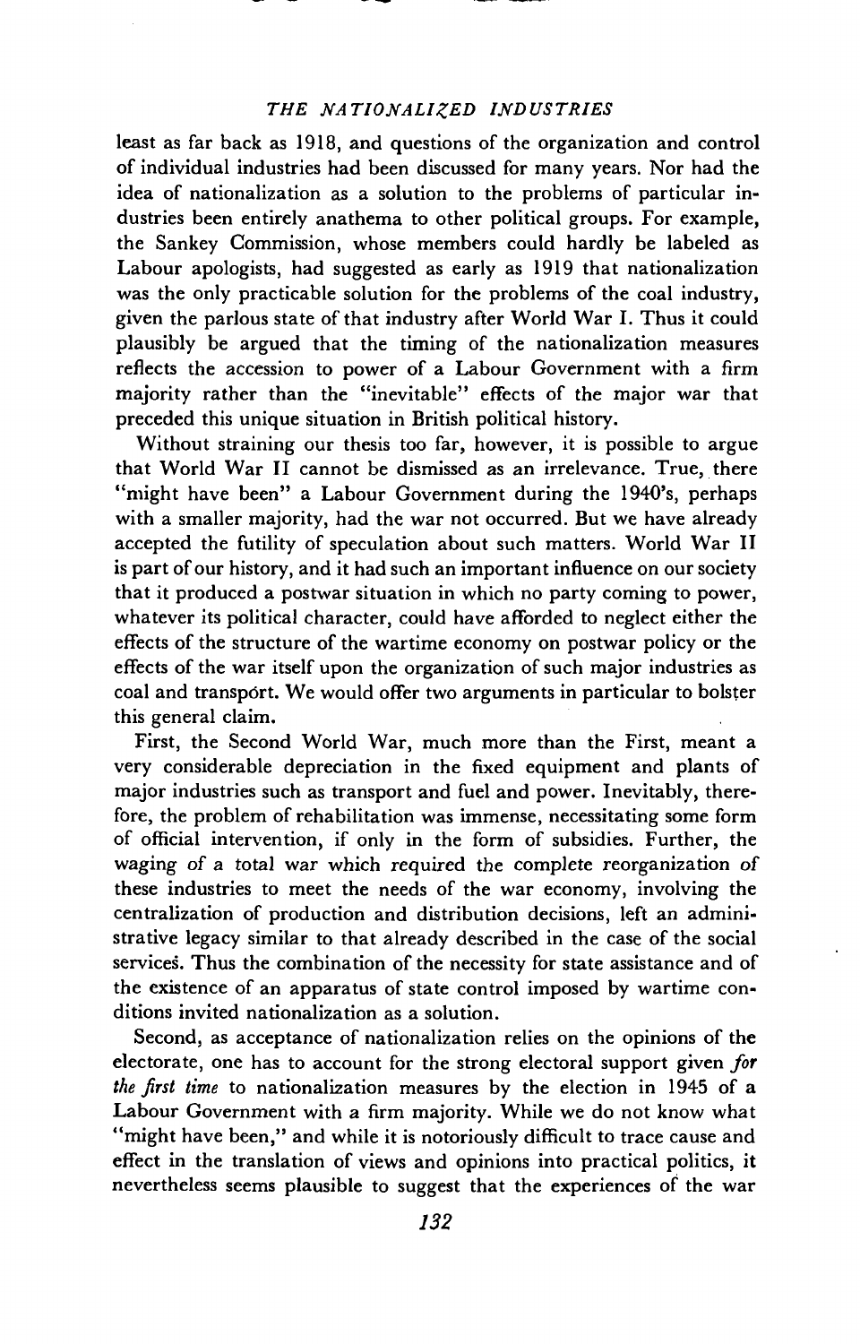least as far back as 1918, and questions of the organization and control of individual industries had been discussed for many years. Nor had the idea of nationalization as a solution to the problems of particular industries been entirely anathema to other political groups. For example, the Sankey Commission, whose members could hardly be labeled as Labour apologists, had suggested as early as 1919 that nationalization was the only practicable solution for the problems of the coal industry, given the parlous state of that industry after World War I. Thus it could plausibly be argued that the timing of the nationalization measures reflects the accession to power of a Labour Government with a firm majority rather than the "inevitable" effects of the major war that preceded this unique situation in British political history.

Without straining our thesis too far, however, it is possible to argue that World War II cannot be dismissed as an irrelevance. True, there "might have been" a Labour Government during the 1940's, perhaps with a smaller majority, had the war not occurred. But we have already accepted the futility of speculation about such matters. World War II is part of our history, and it had such an important influence on our society that it produced a postwar situation in which no party coming to power, whatever its political character, could have afforded to neglect either the effects of the structure of the wartime economy on postwar policy or the effects of the war itself upon the organization of such major industries as coal and transport. We would offer two arguments in particular to bolster this general claim.

First, the Second World War, much more than the First, meant a very considerable depreciation in the fixed equipment and plants of major industries such as transport and fuel and power. Inevitably, therefore, the problem of rehabilitation was immense, necessitating some form of official intervention, if only in the form of subsidies. Further, the waging of a total war which required the complete reorganization of these industries to meet the needs of the war economy, involving the centralization of production and distribution decisions, left an administrative legacy similar to that already described in the case of the social services. Thus the combination of the necessity for state assistance and of the existence of an apparatus of state control imposed by wartime conditions invited nationalization as a solution.

Second, as acceptance of nationalization relies on the opinions of the electorate, one has to account for the strong electoral support given *for the first time* to nationalization measures by the election in 1945 of a Labour Government with a firm majority. While we do not know what "might have been," and while it is notoriously difficult to trace cause and effect in the translation of views and opinions into practical politics, it nevertheless seems plausible to suggest that the experiences of the war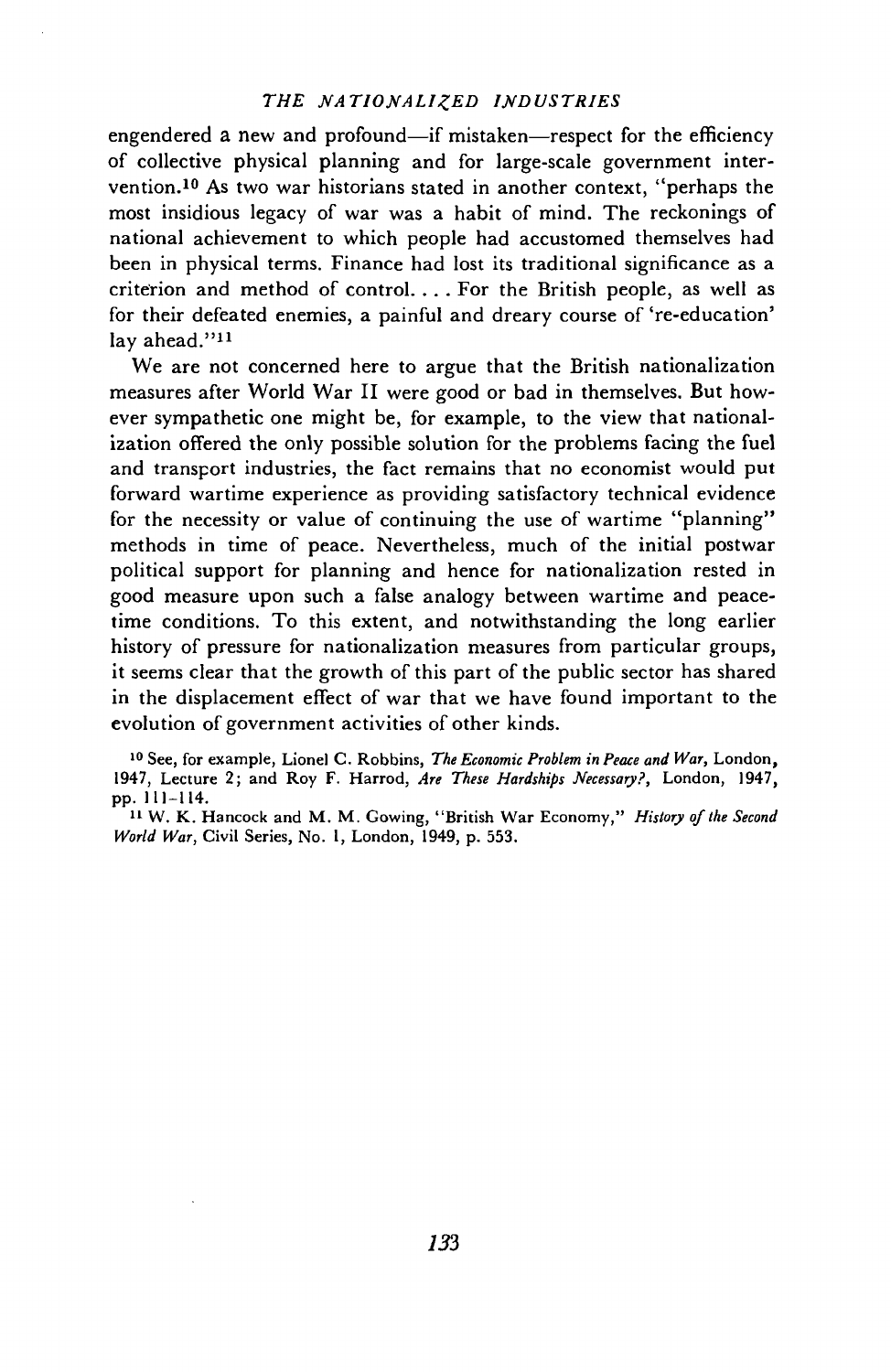engendered a new and profound—if mistaken—respect for the efficiency of collective physical planning and for large-scale government intervention.[10] As two war historians stated in another context, "perhaps the most insidious legacy of war was a habit of mind. The reckonings of national achievement to which people had accustomed themselves had been in physical terms. Finance had lost its traditional significance as a criterion and method of control. . . . For the British people, as well as for their defeated enemies, a painful and dreary course of 're-education' lay ahead."[11]

We are not concerned here to argue that the British nationalization measures after World War II were good or bad in themselves. But however sympathetic one might be, for example, to the view that nationalization offered the only possible solution for the problems facing the fuel and transport industries, the fact remains that no economist would put forward wartime experience as providing satisfactory technical evidence for the necessity or value of continuing the use of wartime "planning" methods in time of peace. Nevertheless, much of the initial postwar political support for planning and hence for nationalization rested in good measure upon such a false analogy between wartime and peacetime conditions. To this extent, and notwithstanding the long earlier history of pressure for nationalization measures from particular groups, it seems clear that the growth of this part of the public sector has shared in the displacement effect of war that we have found important to the evolution of government activities of other kinds.

[10] See, for example, Lionel C. Robbins, *The Economic Problem in Peace and War*, London, 1947, Lecture 2; and Roy F. Harrod, *Are These Hardships Necessary?*, London, 1947, pp. 111–114.

[11] W. K. Hancock and M. M. Gowing, "British War Economy," *History of the Second World War*, Civil Series, No. 1, London, 1949, p. 553.